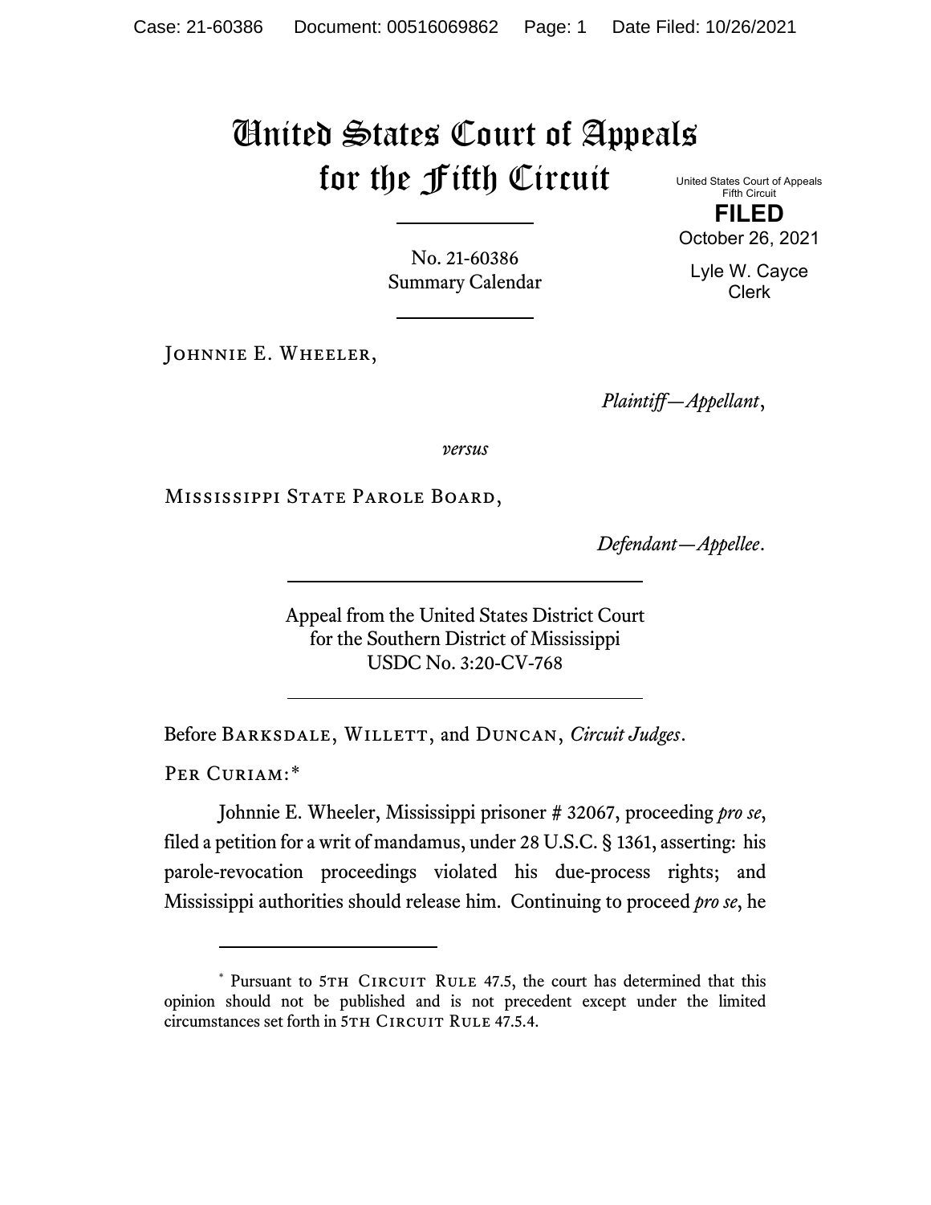# United States Court of Appeals for the Fifth Circuit

United States Court of Appeals
Fifth Circuit

**FILED**

October 26, 2021

Lyle W. Cayce
Clerk

No. 21-60386
Summary Calendar

Johnnie E. Wheeler,

*Plaintiff—Appellant*,

*versus*

Mississippi State Parole Board,

*Defendant—Appellee*.

Appeal from the United States District Court
for the Southern District of Mississippi
USDC No. 3:20-CV-768

Before Barksdale, Willett, and Duncan, *Circuit Judges*.

Per Curiam:*

Johnnie E. Wheeler, Mississippi prisoner # 32067, proceeding *pro se*, filed a petition for a writ of mandamus, under 28 U.S.C. § 1361, asserting: his parole-revocation proceedings violated his due-process rights; and Mississippi authorities should release him. Continuing to proceed *pro se*, he

---

\* Pursuant to 5th Circuit Rule 47.5, the court has determined that this opinion should not be published and is not precedent except under the limited circumstances set forth in 5th Circuit Rule 47.5.4.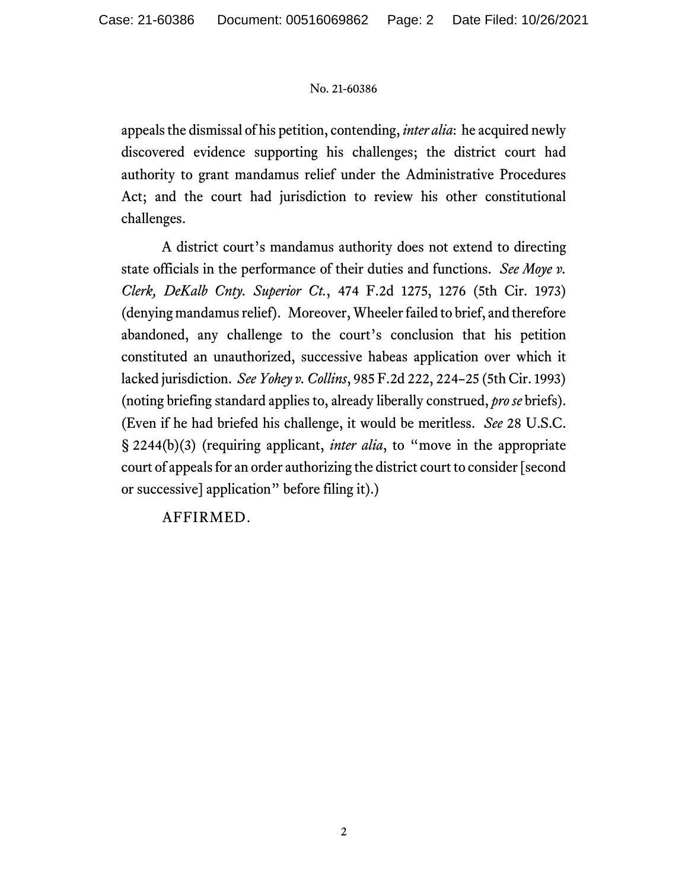appeals the dismissal of his petition, contending, *inter alia*: he acquired newly discovered evidence supporting his challenges; the district court had authority to grant mandamus relief under the Administrative Procedures Act; and the court had jurisdiction to review his other constitutional challenges.

A district court's mandamus authority does not extend to directing state officials in the performance of their duties and functions. *See Moye v. Clerk, DeKalb Cnty. Superior Ct.*, 474 F.2d 1275, 1276 (5th Cir. 1973) (denying mandamus relief). Moreover, Wheeler failed to brief, and therefore abandoned, any challenge to the court's conclusion that his petition constituted an unauthorized, successive habeas application over which it lacked jurisdiction. *See Yohey v. Collins*, 985 F.2d 222, 224–25 (5th Cir. 1993) (noting briefing standard applies to, already liberally construed, *pro se* briefs). (Even if he had briefed his challenge, it would be meritless. *See* 28 U.S.C. § 2244(b)(3) (requiring applicant, *inter alia*, to "move in the appropriate court of appeals for an order authorizing the district court to consider [second or successive] application" before filing it).)

AFFIRMED.